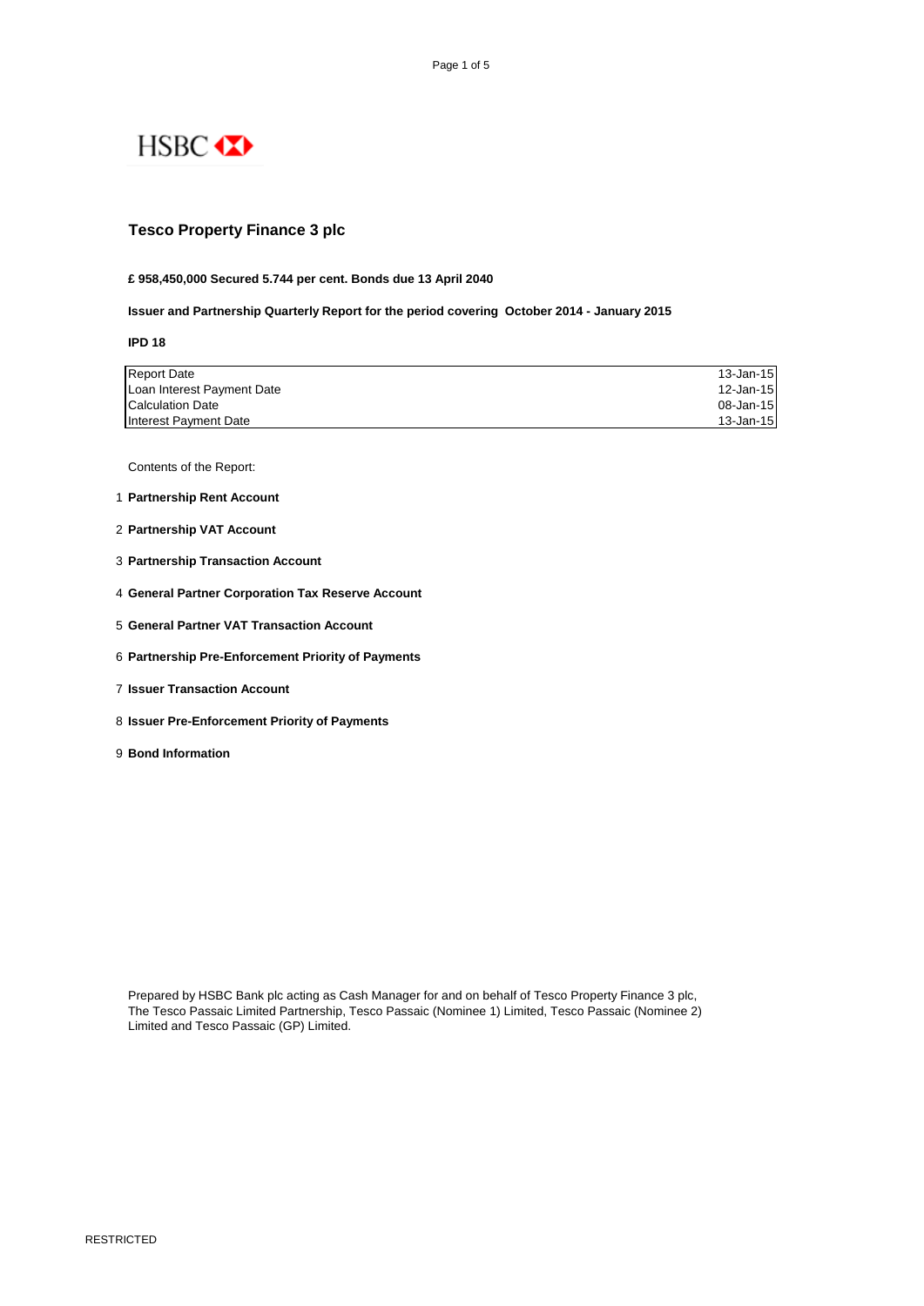HSBC

# Tesco Property Finance 3 plc

**£ 958,450,000 Secured 5.744 per cent. Bonds due 13 April 2040**

**Issuer and Partnership Quarterly Report for the period covering October 2014 - January 2015**

**IPD 18**

| | |
|---|---|
| Report Date | 13-Jan-15 |
| Loan Interest Payment Date | 12-Jan-15 |
| Calculation Date | 08-Jan-15 |
| Interest Payment Date | 13-Jan-15 |

Contents of the Report:

1. **Partnership Rent Account**
2. **Partnership VAT Account**
3. **Partnership Transaction Account**
4. **General Partner Corporation Tax Reserve Account**
5. **General Partner VAT Transaction Account**
6. **Partnership Pre-Enforcement Priority of Payments**
7. **Issuer Transaction Account**
8. **Issuer Pre-Enforcement Priority of Payments**
9. **Bond Information**

Prepared by HSBC Bank plc acting as Cash Manager for and on behalf of Tesco Property Finance 3 plc, The Tesco Passaic Limited Partnership, Tesco Passaic (Nominee 1) Limited, Tesco Passaic (Nominee 2) Limited and Tesco Passaic (GP) Limited.

RESTRICTED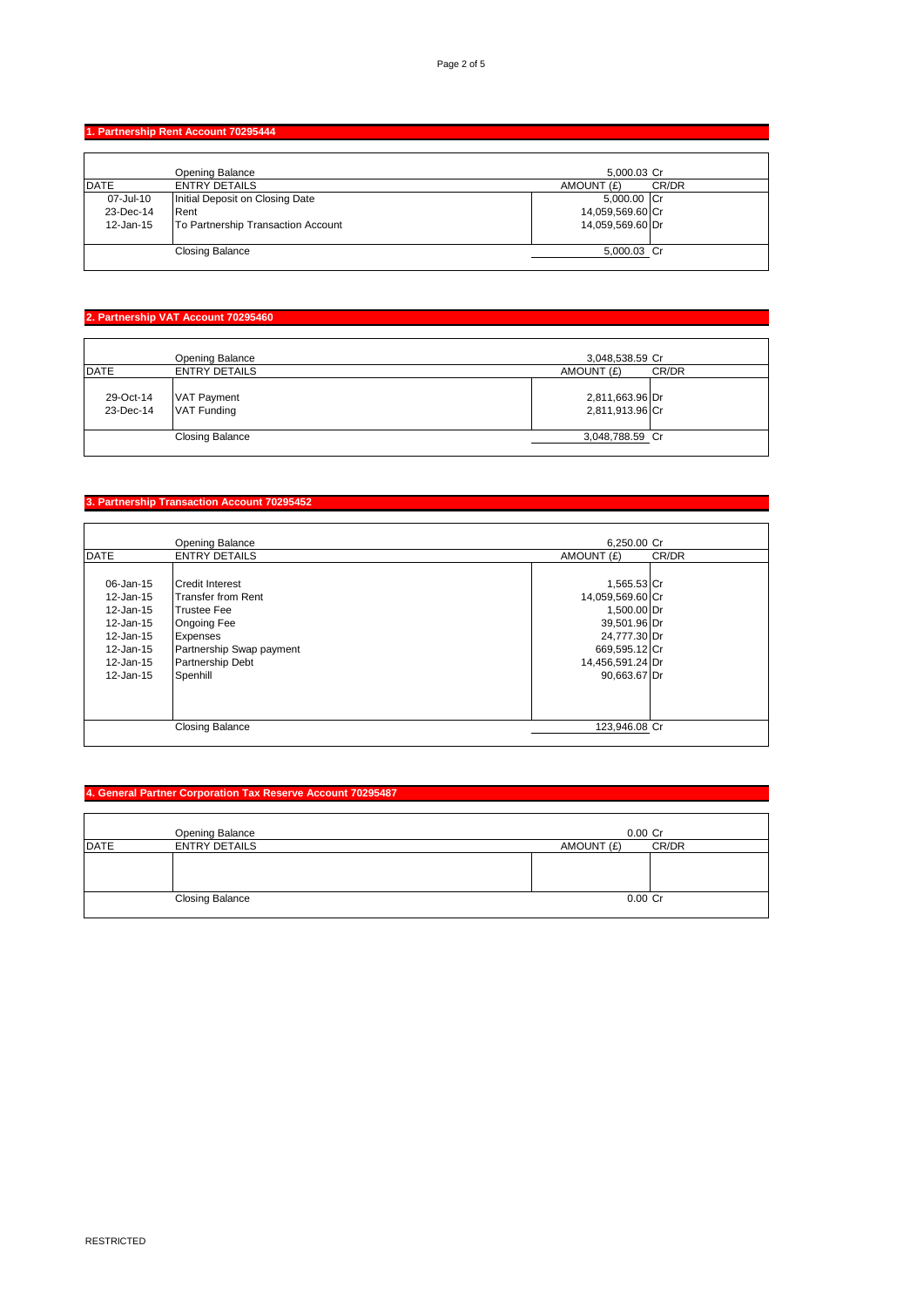## 1. Partnership Rent Account 70295444

| DATE | ENTRY DETAILS | AMOUNT (£) | CR/DR |
|---|---|---|---|
| | Opening Balance | 5,000.03 | Cr |
| 07-Jul-10 | Initial Deposit on Closing Date | 5,000.00 | Cr |
| 23-Dec-14 | Rent | 14,059,569.60 | Cr |
| 12-Jan-15 | To Partnership Transaction Account | 14,059,569.60 | Dr |
| | Closing Balance | 5,000.03 | Cr |

## 2. Partnership VAT Account 70295460

| DATE | ENTRY DETAILS | AMOUNT (£) | CR/DR |
|---|---|---|---|
| | Opening Balance | 3,048,538.59 | Cr |
| 29-Oct-14 | VAT Payment | 2,811,663.96 | Dr |
| 23-Dec-14 | VAT Funding | 2,811,913.96 | Cr |
| | Closing Balance | 3,048,788.59 | Cr |

## 3. Partnership Transaction Account 70295452

| DATE | ENTRY DETAILS | AMOUNT (£) | CR/DR |
|---|---|---|---|
| | Opening Balance | 6,250.00 | Cr |
| 06-Jan-15 | Credit Interest | 1,565.53 | Cr |
| 12-Jan-15 | Transfer from Rent | 14,059,569.60 | Cr |
| 12-Jan-15 | Trustee Fee | 1,500.00 | Dr |
| 12-Jan-15 | Ongoing Fee | 39,501.96 | Dr |
| 12-Jan-15 | Expenses | 24,777.30 | Dr |
| 12-Jan-15 | Partnership Swap payment | 669,595.12 | Cr |
| 12-Jan-15 | Partnership Debt | 14,456,591.24 | Dr |
| 12-Jan-15 | Spenhill | 90,663.67 | Dr |
| | Closing Balance | 123,946.08 | Cr |

## 4. General Partner Corporation Tax Reserve Account 70295487

| DATE | ENTRY DETAILS | AMOUNT (£) | CR/DR |
|---|---|---|---|
| | Opening Balance | 0.00 | Cr |
| | | | |
| | Closing Balance | 0.00 | Cr |

RESTRICTED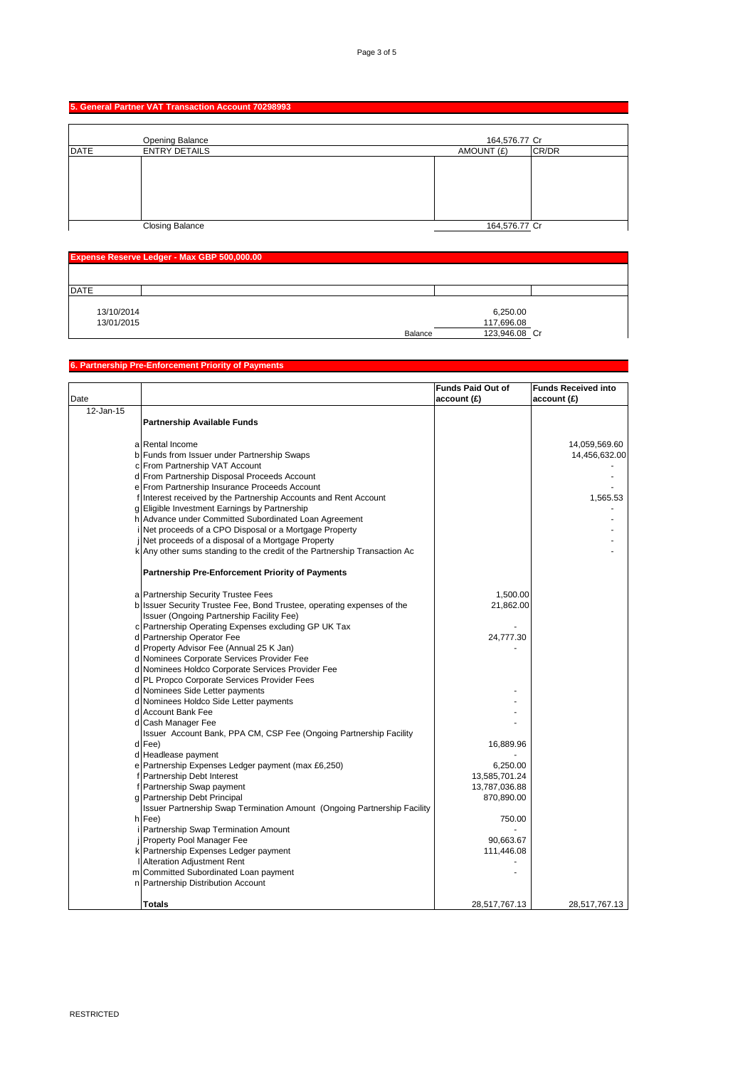## 5. General Partner VAT Transaction Account 70298993

| DATE | ENTRY DETAILS | AMOUNT (£) | CR/DR |
|---|---|---|---|
| | Opening Balance | 164,576.77 | Cr |
| | | | |
| | Closing Balance | 164,576.77 | Cr |

## Expense Reserve Ledger - Max GBP 500,000.00

| DATE | | | |
|---|---|---|---|
| 13/10/2014 | | 6,250.00 | |
| 13/01/2015 | | 117,696.08 | |
| | Balance | 123,946.08 | Cr |

## 6. Partnership Pre-Enforcement Priority of Payments

| Date | | | Funds Paid Out of account (£) | Funds Received into account (£) |
|---|---|---|---|---|
| 12-Jan-15 | | **Partnership Available Funds** | | |
| | a | Rental Income | | 14,059,569.60 |
| | b | Funds from Issuer under Partnership Swaps | | 14,456,632.00 |
| | c | From Partnership VAT Account | | - |
| | d | From Partnership Disposal Proceeds Account | | - |
| | e | From Partnership Insurance Proceeds Account | | - |
| | f | Interest received by the Partnership Accounts and Rent Account | | 1,565.53 |
| | g | Eligible Investment Earnings by Partnership | | - |
| | h | Advance under Committed Subordinated Loan Agreement | | - |
| | i | Net proceeds of a CPO Disposal or a Mortgage Property | | - |
| | j | Net proceeds of a disposal of a Mortgage Property | | - |
| | k | Any other sums standing to the credit of the Partnership Transaction Ac | | - |
| | | **Partnership Pre-Enforcement Priority of Payments** | | |
| | a | Partnership Security Trustee Fees | 1,500.00 | |
| | b | Issuer Security Trustee Fee, Bond Trustee, operating expenses of the Issuer (Ongoing Partnership Facility Fee) | 21,862.00 | |
| | c | Partnership Operating Expenses excluding GP UK Tax | - | |
| | d | Partnership Operator Fee | 24,777.30 | |
| | d | Property Advisor Fee (Annual 25 K Jan) | - | |
| | d | Nominees Corporate Services Provider Fee | | |
| | d | Nominees Holdco Corporate Services Provider Fee | | |
| | d | PL Propco Corporate Services Provider Fees | | |
| | d | Nominees Side Letter payments | - | |
| | d | Nominees Holdco Side Letter payments | - | |
| | d | Account Bank Fee | - | |
| | d | Cash Manager Fee | - | |
| | d | Issuer Account Bank, PPA CM, CSP Fee (Ongoing Partnership Facility Fee) | 16,889.96 | |
| | d | Headlease payment | - | |
| | e | Partnership Expenses Ledger payment (max £6,250) | 6,250.00 | |
| | f | Partnership Debt Interest | 13,585,701.24 | |
| | f | Partnership Swap payment | 13,787,036.88 | |
| | g | Partnership Debt Principal | 870,890.00 | |
| | h | Issuer Partnership Swap Termination Amount (Ongoing Partnership Facility Fee) | 750.00 | |
| | i | Partnership Swap Termination Amount | - | |
| | j | Property Pool Manager Fee | 90,663.67 | |
| | k | Partnership Expenses Ledger payment | 111,446.08 | |
| | l | Alteration Adjustment Rent | - | |
| | m | Committed Subordinated Loan payment | - | |
| | n | Partnership Distribution Account | | |
| | | **Totals** | 28,517,767.13 | 28,517,767.13 |

RESTRICTED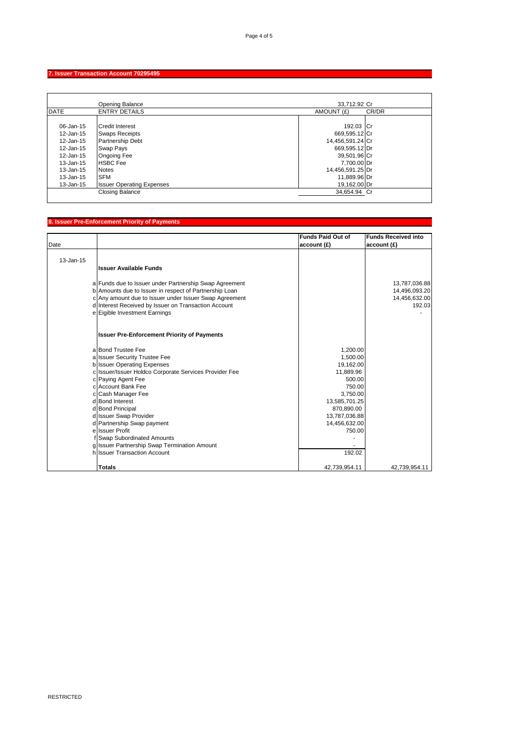## 7. Issuer Transaction Account 70295495

| DATE | ENTRY DETAILS | AMOUNT (£) | CR/DR |
|---|---|---|---|
| | Opening Balance | 33,712.92 | Cr |
| 06-Jan-15 | Credit Interest | 192.03 | Cr |
| 12-Jan-15 | Swaps Receipts | 669,595.12 | Cr |
| 12-Jan-15 | Partnership Debt | 14,456,591.24 | Cr |
| 12-Jan-15 | Swap Pays | 669,595.12 | Dr |
| 12-Jan-15 | Ongoing Fee | 39,501.96 | Cr |
| 13-Jan-15 | HSBC Fee | 7,700.00 | Dr |
| 13-Jan-15 | Notes | 14,456,591.25 | Dr |
| 13-Jan-15 | SFM | 11,889.96 | Dr |
| 13-Jan-15 | Issuer Operating Expenses | 19,162.00 | Dr |
| | Closing Balance | 34,654.94 | Cr |

## 8. Issuer Pre-Enforcement Priority of Payments

| Date | | | Funds Paid Out of account (£) | Funds Received into account (£) |
|---|---|---|---|---|
| 13-Jan-15 | | **Issuer Available Funds** | | |
| | a | Funds due to Issuer under Partnership Swap Agreement | | 13,787,036.88 |
| | b | Amounts due to Issuer in respect of Partnership Loan | | 14,496,093.20 |
| | c | Any amount due to Issuer under Issuer Swap Agreement | | 14,456,632.00 |
| | d | Interest Received by Issuer on Transaction Account | | 192.03 |
| | e | Eigible Investment Earnings | | - |
| | | **Issuer Pre-Enforcement Priority of Payments** | | |
| | a | Bond Trustee Fee | 1,200.00 | |
| | a | Issuer Security Trustee Fee | 1,500.00 | |
| | b | Issuer Operating Expenses | 19,162.00 | |
| | c | Issuer/Issuer Holdco Corporate Services Provider Fee | 11,889.96 | |
| | c | Paying Agent Fee | 500.00 | |
| | c | Account Bank Fee | 750.00 | |
| | c | Cash Manager Fee | 3,750.00 | |
| | d | Bond Interest | 13,585,701.25 | |
| | d | Bond Principal | 870,890.00 | |
| | d | Issuer Swap Provider | 13,787,036.88 | |
| | d | Partnership Swap payment | 14,456,632.00 | |
| | e | Issuer Profit | 750.00 | |
| | f | Swap Subordinated Amounts | - | |
| | g | Issuer Partnership Swap Termination Amount | - | |
| | h | Issuer Transaction Account | 192.02 | |
| | | **Totals** | 42,739,954.11 | 42,739,954.11 |

RESTRICTED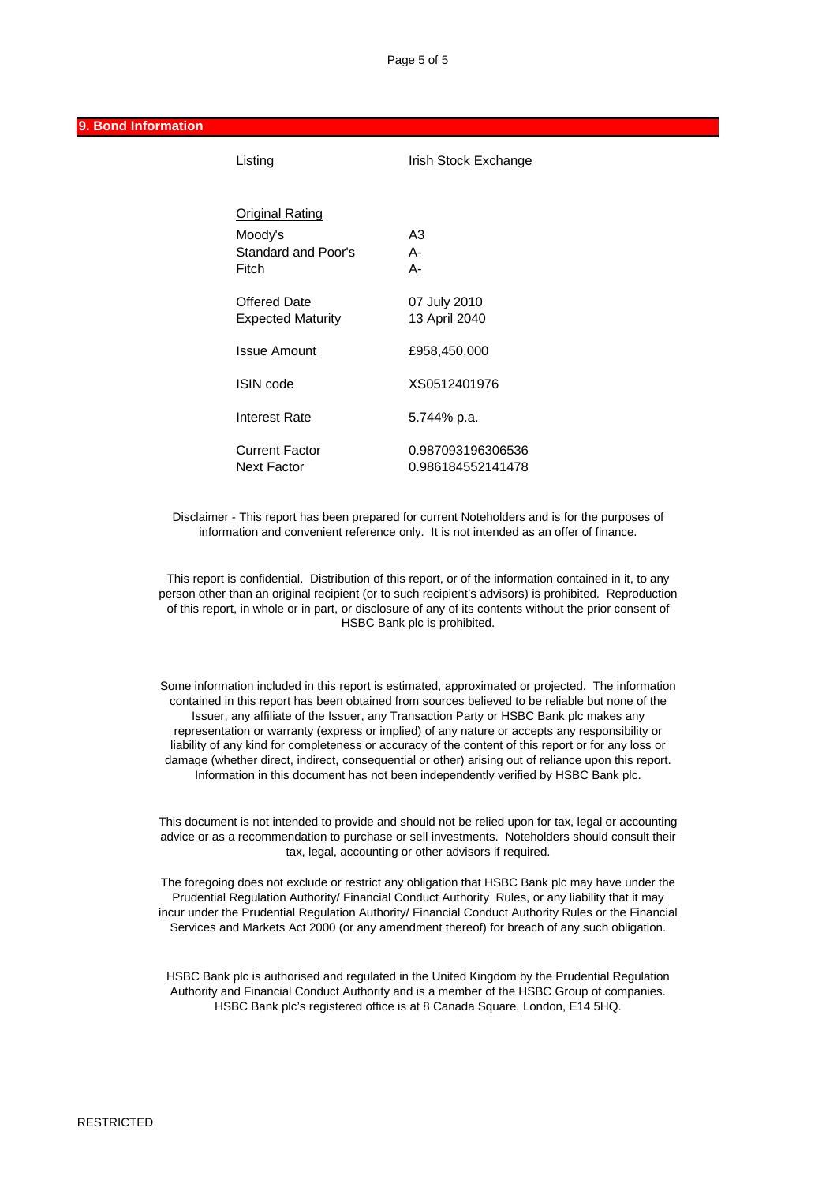## 9. Bond Information

| | |
|---|---|
| Listing | Irish Stock Exchange |
| <u>Original Rating</u> | |
| Moody's | A3 |
| Standard and Poor's | A- |
| Fitch | A- |
| Offered Date | 07 July 2010 |
| Expected Maturity | 13 April 2040 |
| Issue Amount | £958,450,000 |
| ISIN code | XS0512401976 |
| Interest Rate | 5.744% p.a. |
| Current Factor | 0.987093196306536 |
| Next Factor | 0.986184552141478 |

Disclaimer - This report has been prepared for current Noteholders and is for the purposes of information and convenient reference only. It is not intended as an offer of finance.

This report is confidential. Distribution of this report, or of the information contained in it, to any person other than an original recipient (or to such recipient's advisors) is prohibited. Reproduction of this report, in whole or in part, or disclosure of any of its contents without the prior consent of HSBC Bank plc is prohibited.

Some information included in this report is estimated, approximated or projected. The information contained in this report has been obtained from sources believed to be reliable but none of the Issuer, any affiliate of the Issuer, any Transaction Party or HSBC Bank plc makes any representation or warranty (express or implied) of any nature or accepts any responsibility or liability of any kind for completeness or accuracy of the content of this report or for any loss or damage (whether direct, indirect, consequential or other) arising out of reliance upon this report. Information in this document has not been independently verified by HSBC Bank plc.

This document is not intended to provide and should not be relied upon for tax, legal or accounting advice or as a recommendation to purchase or sell investments. Noteholders should consult their tax, legal, accounting or other advisors if required.

The foregoing does not exclude or restrict any obligation that HSBC Bank plc may have under the Prudential Regulation Authority/ Financial Conduct Authority Rules, or any liability that it may incur under the Prudential Regulation Authority/ Financial Conduct Authority Rules or the Financial Services and Markets Act 2000 (or any amendment thereof) for breach of any such obligation.

HSBC Bank plc is authorised and regulated in the United Kingdom by the Prudential Regulation Authority and Financial Conduct Authority and is a member of the HSBC Group of companies. HSBC Bank plc's registered office is at 8 Canada Square, London, E14 5HQ.

RESTRICTED